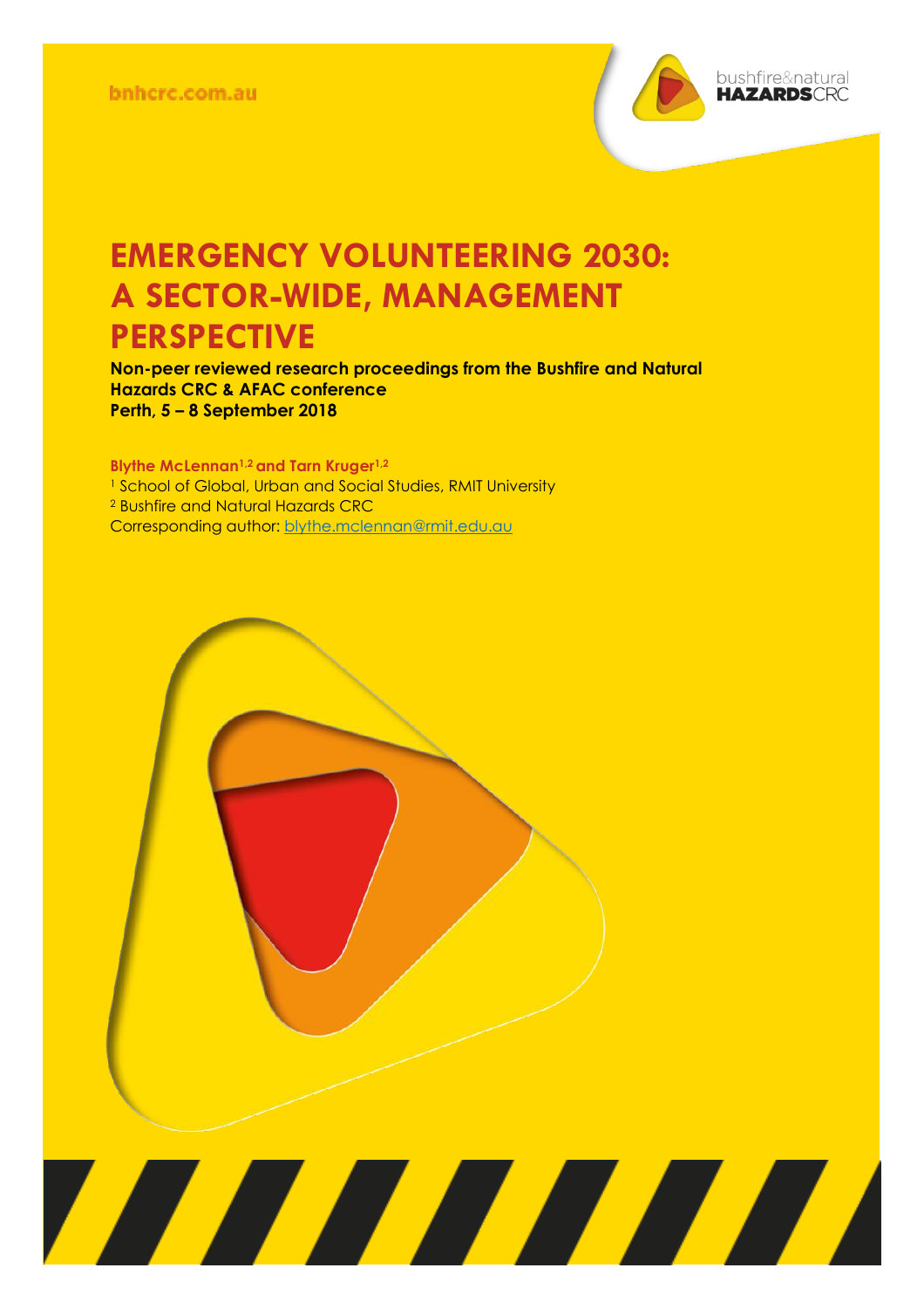bnhcrc.com.au

# EMERGENCY VOLUNTEERING 2030: A SECTOR-WIDE, MANAGEMENT PERSPECTIVE

**Non-peer reviewed research proceedings from the Bushfire and Natural Hazards CRC & AFAC conference**
**Perth, 5 – 8 September 2018**

**Blythe McLennan[1,2] and Tarn Kruger[1,2]**

[1] School of Global, Urban and Social Studies, RMIT University
[2] Bushfire and Natural Hazards CRC
Corresponding author: blythe.mclennan@rmit.edu.au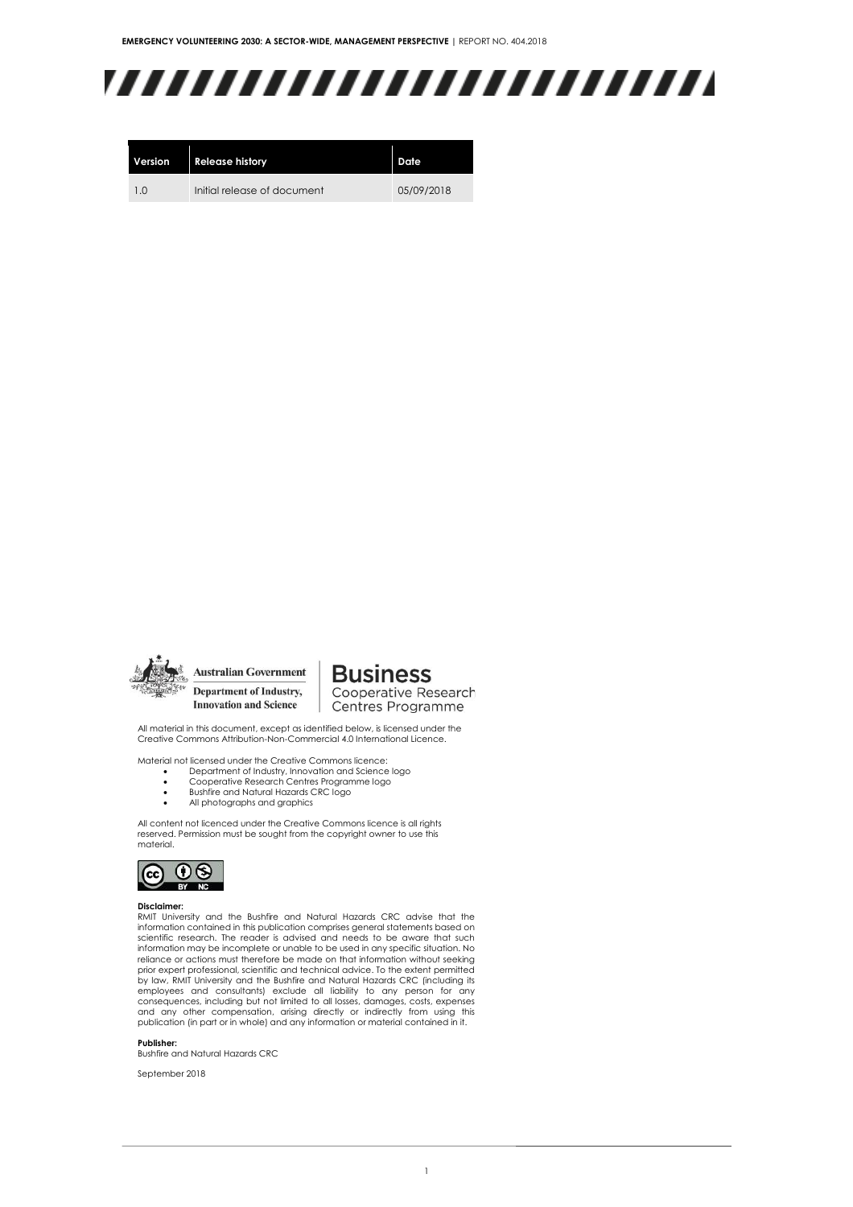| Version | Release history | Date |
|---|---|---|
| 1.0 | Initial release of document | 05/09/2018 |

Australian Government
Department of Industry, Innovation and Science

Business
Cooperative Research Centres Programme

All material in this document, except as identified below, is licensed under the Creative Commons Attribution-Non-Commercial 4.0 International Licence.

Material not licensed under the Creative Commons licence:

- Department of Industry, Innovation and Science logo
- Cooperative Research Centres Programme logo
- Bushfire and Natural Hazards CRC logo
- All photographs and graphics

All content not licenced under the Creative Commons licence is all rights reserved. Permission must be sought from the copyright owner to use this material.

**Disclaimer:**
RMIT University and the Bushfire and Natural Hazards CRC advise that the information contained in this publication comprises general statements based on scientific research. The reader is advised and needs to be aware that such information may be incomplete or unable to be used in any specific situation. No reliance or actions must therefore be made on that information without seeking prior expert professional, scientific and technical advice. To the extent permitted by law, RMIT University and the Bushfire and Natural Hazards CRC (including its employees and consultants) exclude all liability to any person for any consequences, including but not limited to all losses, damages, costs, expenses and any other compensation, arising directly or indirectly from using this publication (in part or in whole) and any information or material contained in it.

**Publisher:**
Bushfire and Natural Hazards CRC

September 2018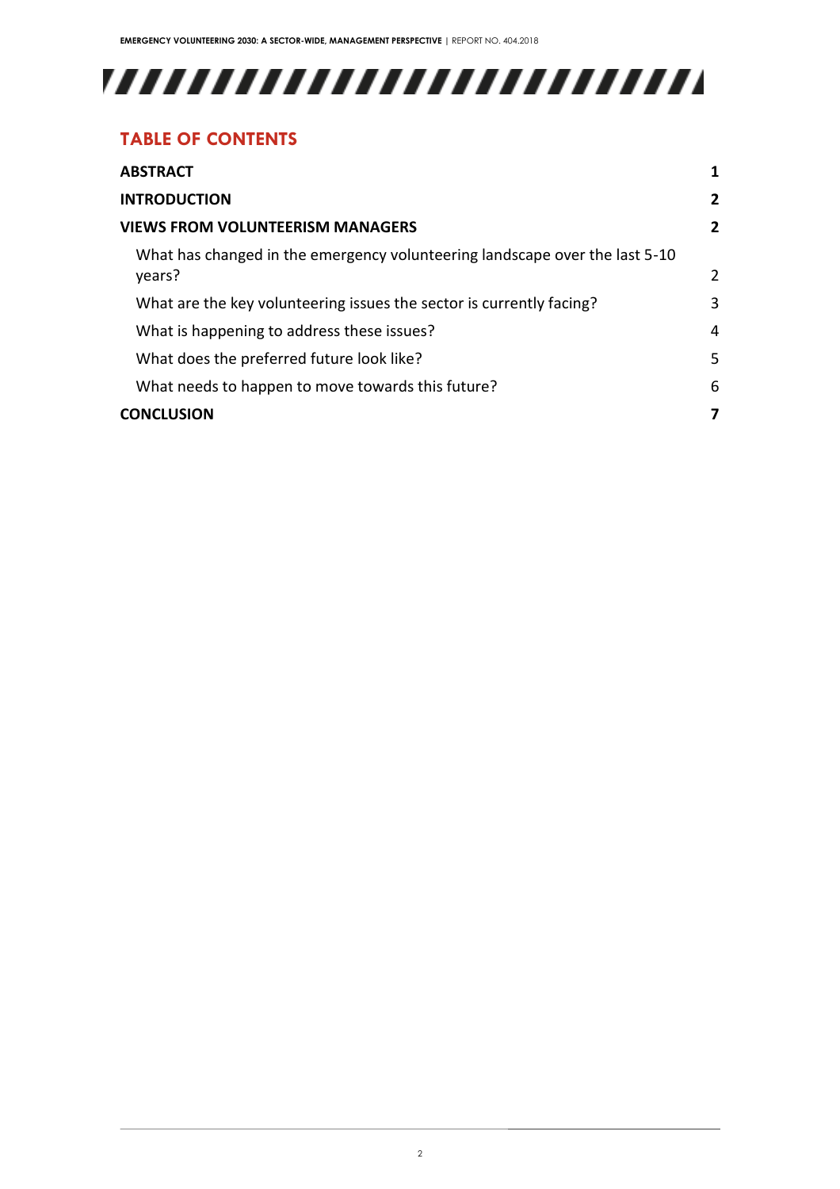## TABLE OF CONTENTS

| | |
|---|---|
| **ABSTRACT** | **1** |
| **INTRODUCTION** | **2** |
| **VIEWS FROM VOLUNTEERISM MANAGERS** | **2** |
| What has changed in the emergency volunteering landscape over the last 5-10 years? | 2 |
| What are the key volunteering issues the sector is currently facing? | 3 |
| What is happening to address these issues? | 4 |
| What does the preferred future look like? | 5 |
| What needs to happen to move towards this future? | 6 |
| **CONCLUSION** | **7** |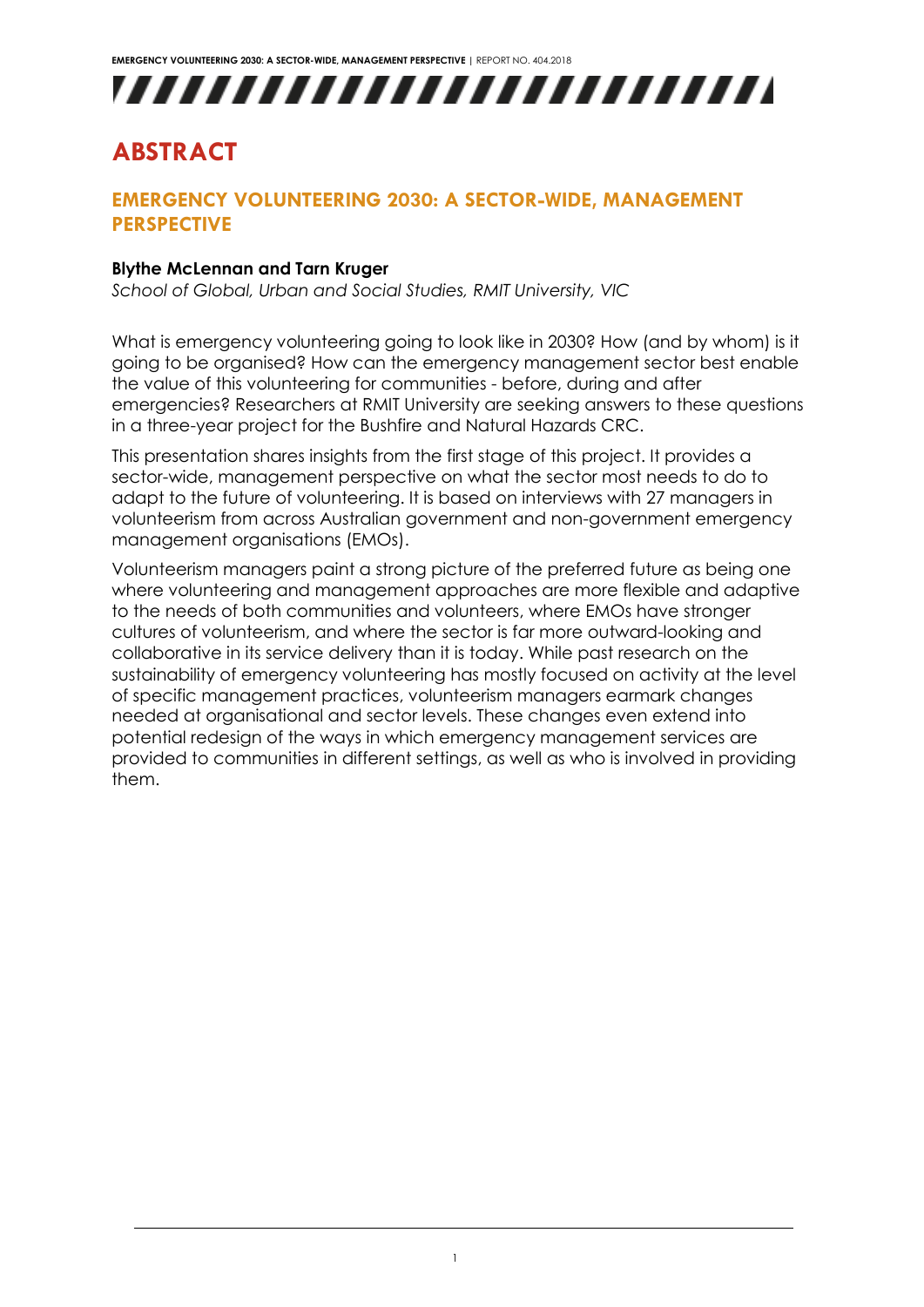# ABSTRACT

## EMERGENCY VOLUNTEERING 2030: A SECTOR-WIDE, MANAGEMENT PERSPECTIVE

**Blythe McLennan and Tarn Kruger**
*School of Global, Urban and Social Studies, RMIT University, VIC*

What is emergency volunteering going to look like in 2030? How (and by whom) is it going to be organised? How can the emergency management sector best enable the value of this volunteering for communities - before, during and after emergencies? Researchers at RMIT University are seeking answers to these questions in a three-year project for the Bushfire and Natural Hazards CRC.

This presentation shares insights from the first stage of this project. It provides a sector-wide, management perspective on what the sector most needs to do to adapt to the future of volunteering. It is based on interviews with 27 managers in volunteerism from across Australian government and non-government emergency management organisations (EMOs).

Volunteerism managers paint a strong picture of the preferred future as being one where volunteering and management approaches are more flexible and adaptive to the needs of both communities and volunteers, where EMOs have stronger cultures of volunteerism, and where the sector is far more outward-looking and collaborative in its service delivery than it is today. While past research on the sustainability of emergency volunteering has mostly focused on activity at the level of specific management practices, volunteerism managers earmark changes needed at organisational and sector levels. These changes even extend into potential redesign of the ways in which emergency management services are provided to communities in different settings, as well as who is involved in providing them.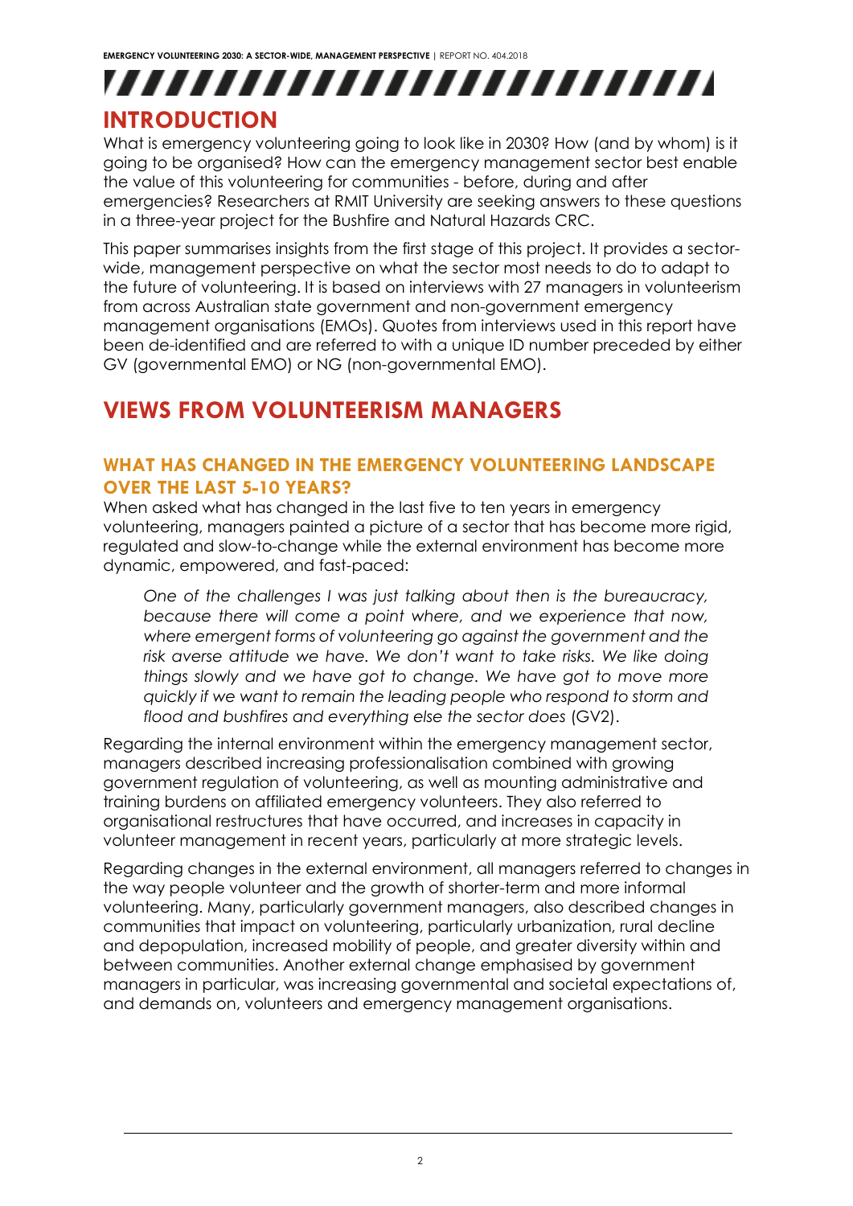# INTRODUCTION

What is emergency volunteering going to look like in 2030? How (and by whom) is it going to be organised? How can the emergency management sector best enable the value of this volunteering for communities - before, during and after emergencies? Researchers at RMIT University are seeking answers to these questions in a three-year project for the Bushfire and Natural Hazards CRC.

This paper summarises insights from the first stage of this project. It provides a sector-wide, management perspective on what the sector most needs to do to adapt to the future of volunteering. It is based on interviews with 27 managers in volunteerism from across Australian state government and non-government emergency management organisations (EMOs). Quotes from interviews used in this report have been de-identified and are referred to with a unique ID number preceded by either GV (governmental EMO) or NG (non-governmental EMO).

# VIEWS FROM VOLUNTEERISM MANAGERS

## WHAT HAS CHANGED IN THE EMERGENCY VOLUNTEERING LANDSCAPE OVER THE LAST 5-10 YEARS?

When asked what has changed in the last five to ten years in emergency volunteering, managers painted a picture of a sector that has become more rigid, regulated and slow-to-change while the external environment has become more dynamic, empowered, and fast-paced:

> *One of the challenges I was just talking about then is the bureaucracy, because there will come a point where, and we experience that now, where emergent forms of volunteering go against the government and the risk averse attitude we have. We don't want to take risks. We like doing things slowly and we have got to change. We have got to move more quickly if we want to remain the leading people who respond to storm and flood and bushfires and everything else the sector does* (GV2).

Regarding the internal environment within the emergency management sector, managers described increasing professionalisation combined with growing government regulation of volunteering, as well as mounting administrative and training burdens on affiliated emergency volunteers. They also referred to organisational restructures that have occurred, and increases in capacity in volunteer management in recent years, particularly at more strategic levels.

Regarding changes in the external environment, all managers referred to changes in the way people volunteer and the growth of shorter-term and more informal volunteering. Many, particularly government managers, also described changes in communities that impact on volunteering, particularly urbanization, rural decline and depopulation, increased mobility of people, and greater diversity within and between communities. Another external change emphasised by government managers in particular, was increasing governmental and societal expectations of, and demands on, volunteers and emergency management organisations.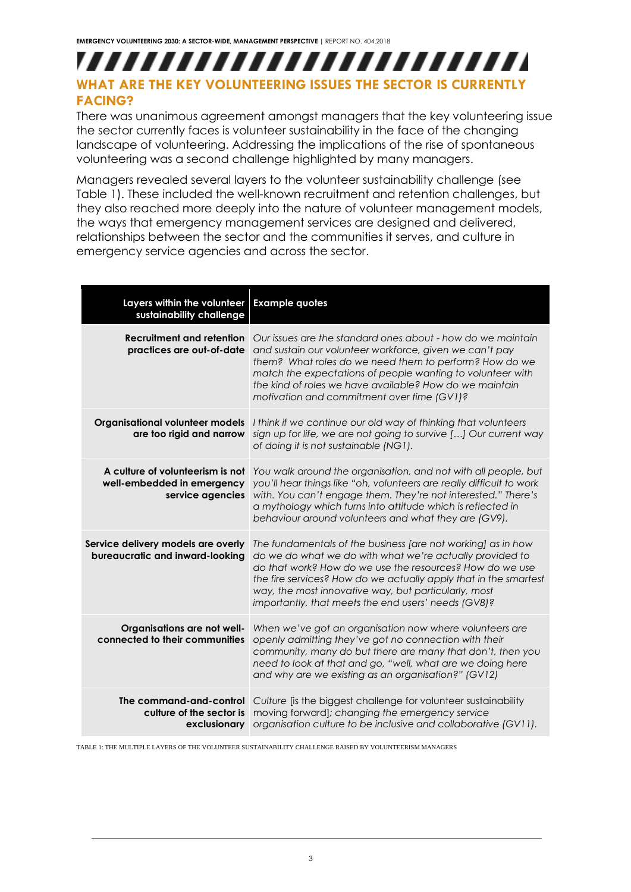## WHAT ARE THE KEY VOLUNTEERING ISSUES THE SECTOR IS CURRENTLY FACING?

There was unanimous agreement amongst managers that the key volunteering issue the sector currently faces is volunteer sustainability in the face of the changing landscape of volunteering. Addressing the implications of the rise of spontaneous volunteering was a second challenge highlighted by many managers.

Managers revealed several layers to the volunteer sustainability challenge (see Table 1). These included the well-known recruitment and retention challenges, but they also reached more deeply into the nature of volunteer management models, the ways that emergency management services are designed and delivered, relationships between the sector and the communities it serves, and culture in emergency service agencies and across the sector.

| Layers within the volunteer sustainability challenge | Example quotes |
| --- | --- |
| **Recruitment and retention practices are out-of-date** | *Our issues are the standard ones about - how do we maintain and sustain our volunteer workforce, given we can't pay them? What roles do we need them to perform? How do we match the expectations of people wanting to volunteer with the kind of roles we have available? How do we maintain motivation and commitment over time (GV1)?* |
| **Organisational volunteer models are too rigid and narrow** | *I think if we continue our old way of thinking that volunteers sign up for life, we are not going to survive […] Our current way of doing it is not sustainable (NG1).* |
| **A culture of volunteerism is not well-embedded in emergency service agencies** | *You walk around the organisation, and not with all people, but you'll hear things like "oh, volunteers are really difficult to work with. You can't engage them. They're not interested." There's a mythology which turns into attitude which is reflected in behaviour around volunteers and what they are (GV9).* |
| **Service delivery models are overly bureaucratic and inward-looking** | *The fundamentals of the business [are not working] as in how do we do what we do with what we're actually provided to do that work? How do we use the resources? How do we use the fire services? How do we actually apply that in the smartest way, the most innovative way, but particularly, most importantly, that meets the end users' needs (GV8)?* |
| **Organisations are not well-connected to their communities** | *When we've got an organisation now where volunteers are openly admitting they've got no connection with their community, many do but there are many that don't, then you need to look at that and go, "well, what are we doing here and why are we existing as an organisation?" (GV12)* |
| **The command-and-control culture of the sector is exclusionary** | *Culture* [is the biggest challenge for volunteer sustainability moving forward]*; changing the emergency service organisation culture to be inclusive and collaborative (GV11).* |

TABLE 1: THE MULTIPLE LAYERS OF THE VOLUNTEER SUSTAINABILITY CHALLENGE RAISED BY VOLUNTEERISM MANAGERS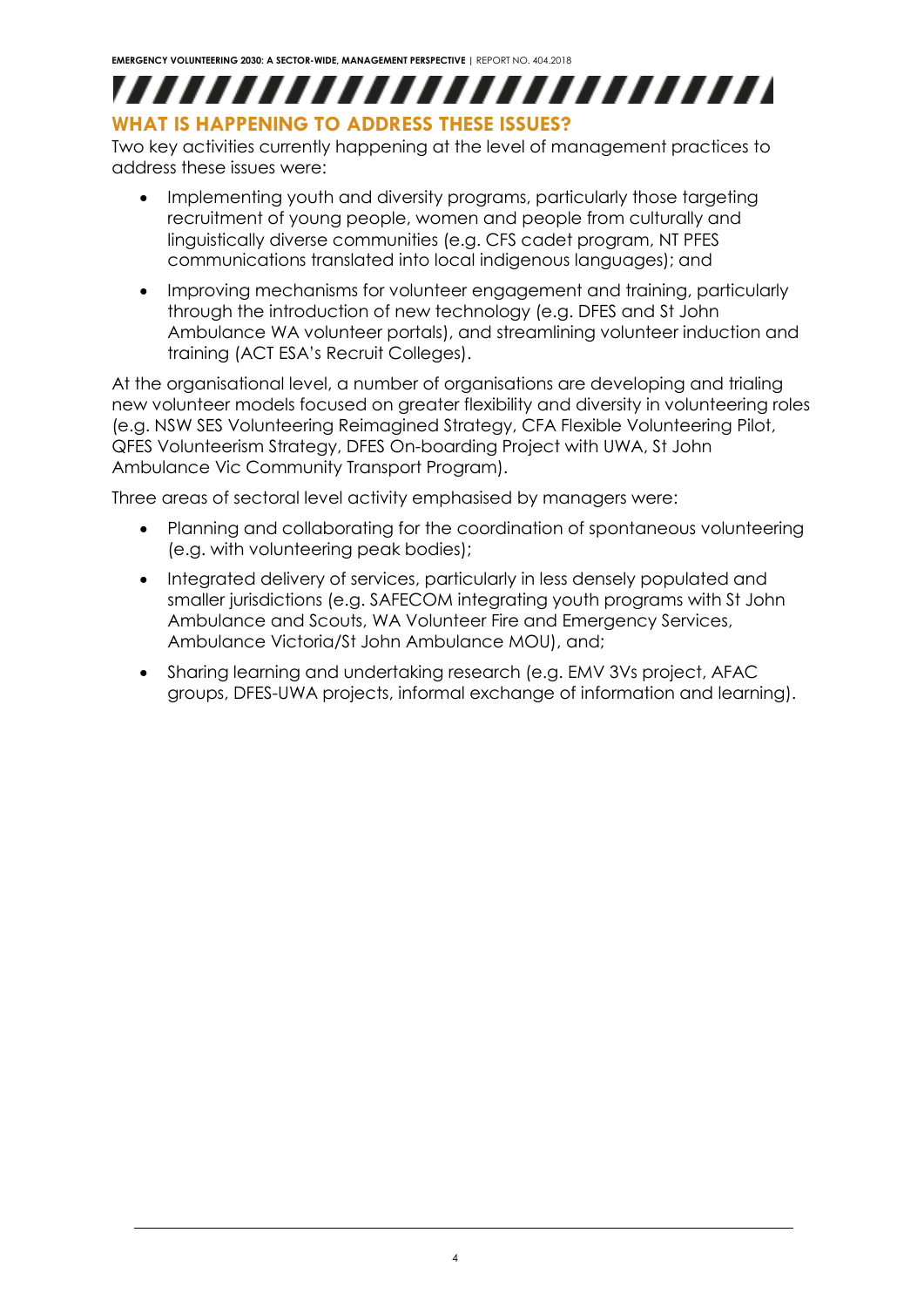## WHAT IS HAPPENING TO ADDRESS THESE ISSUES?

Two key activities currently happening at the level of management practices to address these issues were:

- Implementing youth and diversity programs, particularly those targeting recruitment of young people, women and people from culturally and linguistically diverse communities (e.g. CFS cadet program, NT PFES communications translated into local indigenous languages); and
- Improving mechanisms for volunteer engagement and training, particularly through the introduction of new technology (e.g. DFES and St John Ambulance WA volunteer portals), and streamlining volunteer induction and training (ACT ESA's Recruit Colleges).

At the organisational level, a number of organisations are developing and trialing new volunteer models focused on greater flexibility and diversity in volunteering roles (e.g. NSW SES Volunteering Reimagined Strategy, CFA Flexible Volunteering Pilot, QFES Volunteerism Strategy, DFES On-boarding Project with UWA, St John Ambulance Vic Community Transport Program).

Three areas of sectoral level activity emphasised by managers were:

- Planning and collaborating for the coordination of spontaneous volunteering (e.g. with volunteering peak bodies);
- Integrated delivery of services, particularly in less densely populated and smaller jurisdictions (e.g. SAFECOM integrating youth programs with St John Ambulance and Scouts, WA Volunteer Fire and Emergency Services, Ambulance Victoria/St John Ambulance MOU), and;
- Sharing learning and undertaking research (e.g. EMV 3Vs project, AFAC groups, DFES-UWA projects, informal exchange of information and learning).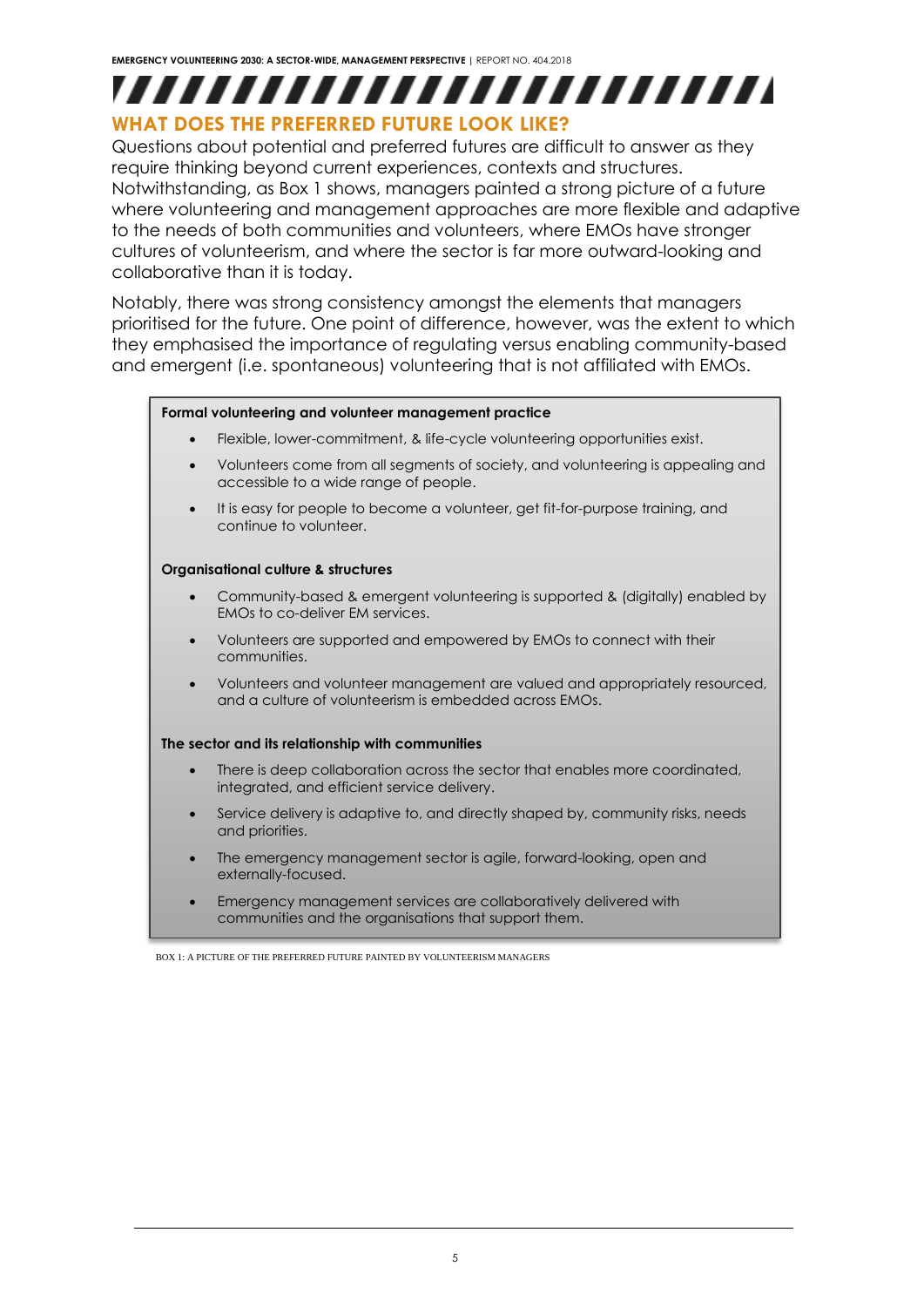## WHAT DOES THE PREFERRED FUTURE LOOK LIKE?

Questions about potential and preferred futures are difficult to answer as they require thinking beyond current experiences, contexts and structures. Notwithstanding, as Box 1 shows, managers painted a strong picture of a future where volunteering and management approaches are more flexible and adaptive to the needs of both communities and volunteers, where EMOs have stronger cultures of volunteerism, and where the sector is far more outward-looking and collaborative than it is today.

Notably, there was strong consistency amongst the elements that managers prioritised for the future. One point of difference, however, was the extent to which they emphasised the importance of regulating versus enabling community-based and emergent (i.e. spontaneous) volunteering that is not affiliated with EMOs.

**Formal volunteering and volunteer management practice**

- Flexible, lower-commitment, & life-cycle volunteering opportunities exist.
- Volunteers come from all segments of society, and volunteering is appealing and accessible to a wide range of people.
- It is easy for people to become a volunteer, get fit-for-purpose training, and continue to volunteer.

**Organisational culture & structures**

- Community-based & emergent volunteering is supported & (digitally) enabled by EMOs to co-deliver EM services.
- Volunteers are supported and empowered by EMOs to connect with their communities.
- Volunteers and volunteer management are valued and appropriately resourced, and a culture of volunteerism is embedded across EMOs.

**The sector and its relationship with communities**

- There is deep collaboration across the sector that enables more coordinated, integrated, and efficient service delivery.
- Service delivery is adaptive to, and directly shaped by, community risks, needs and priorities.
- The emergency management sector is agile, forward-looking, open and externally-focused.
- Emergency management services are collaboratively delivered with communities and the organisations that support them.

BOX 1: A PICTURE OF THE PREFERRED FUTURE PAINTED BY VOLUNTEERISM MANAGERS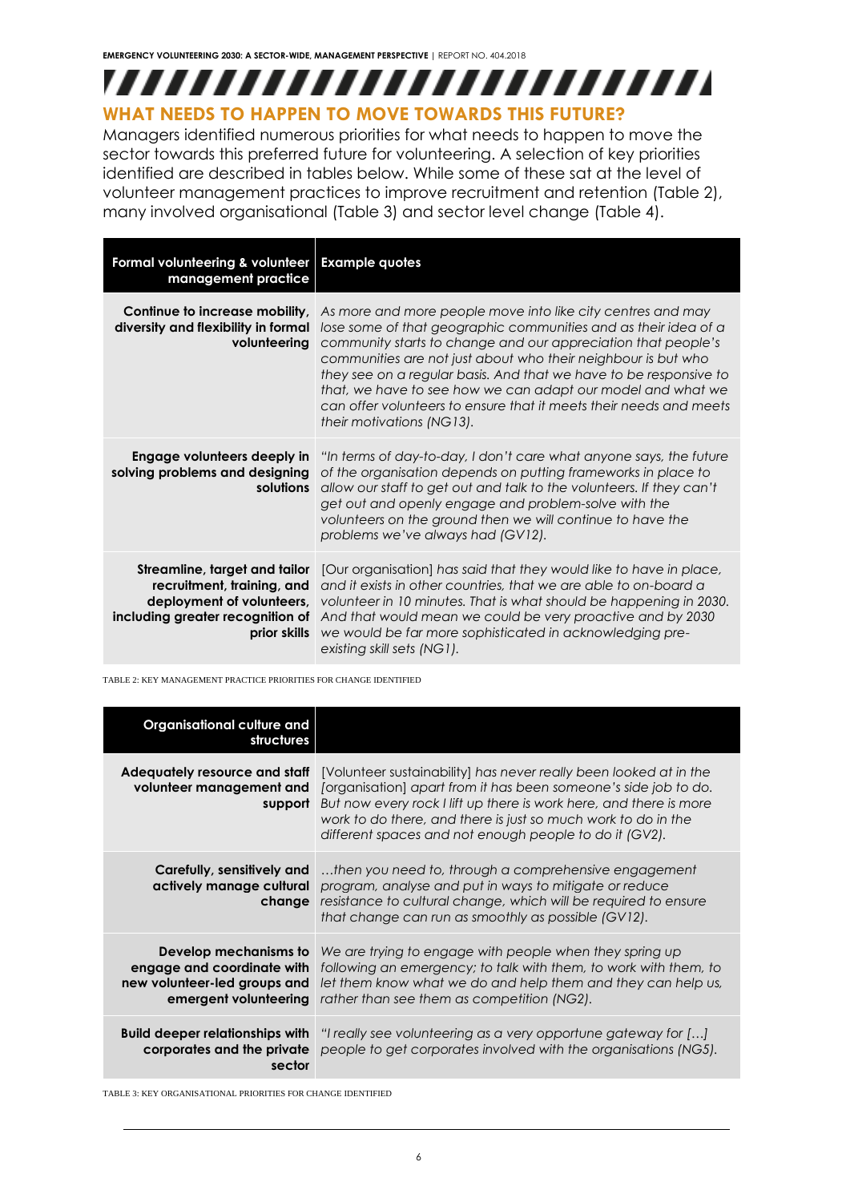## WHAT NEEDS TO HAPPEN TO MOVE TOWARDS THIS FUTURE?

Managers identified numerous priorities for what needs to happen to move the sector towards this preferred future for volunteering. A selection of key priorities identified are described in tables below. While some of these sat at the level of volunteer management practices to improve recruitment and retention (Table 2), many involved organisational (Table 3) and sector level change (Table 4).

| Formal volunteering & volunteer management practice | Example quotes |
|---|---|
| **Continue to increase mobility, diversity and flexibility in formal volunteering** | *As more and more people move into like city centres and may lose some of that geographic communities and as their idea of a community starts to change and our appreciation that people's communities are not just about who their neighbour is but who they see on a regular basis. And that we have to be responsive to that, we have to see how we can adapt our model and what we can offer volunteers to ensure that it meets their needs and meets their motivations (NG13).* |
| **Engage volunteers deeply in solving problems and designing solutions** | *"In terms of day-to-day, I don't care what anyone says, the future of the organisation depends on putting frameworks in place to allow our staff to get out and talk to the volunteers. If they can't get out and openly engage and problem-solve with the volunteers on the ground then we will continue to have the problems we've always had (GV12).* |
| **Streamline, target and tailor recruitment, training, and deployment of volunteers, including greater recognition of prior skills** | [Our organisation] *has said that they would like to have in place, and it exists in other countries, that we are able to on-board a volunteer in 10 minutes. That is what should be happening in 2030. And that would mean we could be very proactive and by 2030 we would be far more sophisticated in acknowledging pre-existing skill sets (NG1).* |

TABLE 2: KEY MANAGEMENT PRACTICE PRIORITIES FOR CHANGE IDENTIFIED

| Organisational culture and structures | |
|---|---|
| **Adequately resource and staff volunteer management and support** | [Volunteer sustainability] *has never really been looked at in the* [organisation] *apart from it has been someone's side job to do. But now every rock I lift up there is work here, and there is more work to do there, and there is just so much work to do in the different spaces and not enough people to do it (GV2).* |
| **Carefully, sensitively and actively manage cultural change** | *…then you need to, through a comprehensive engagement program, analyse and put in ways to mitigate or reduce resistance to cultural change, which will be required to ensure that change can run as smoothly as possible (GV12).* |
| **Develop mechanisms to engage and coordinate with new volunteer-led groups and emergent volunteering** | *We are trying to engage with people when they spring up following an emergency; to talk with them, to work with them, to let them know what we do and help them and they can help us, rather than see them as competition (NG2).* |
| **Build deeper relationships with corporates and the private sector** | *"I really see volunteering as a very opportune gateway for […] people to get corporates involved with the organisations (NG5).* |

TABLE 3: KEY ORGANISATIONAL PRIORITIES FOR CHANGE IDENTIFIED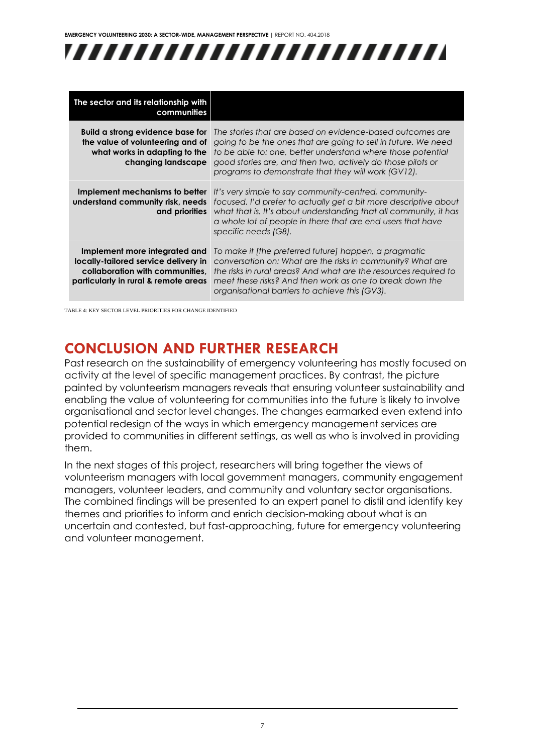| The sector and its relationship with communities | |
|---|---|
| **Build a strong evidence base for the value of volunteering and of what works in adapting to the changing landscape** | *The stories that are based on evidence-based outcomes are going to be the ones that are going to sell in future. We need to be able to: one, better understand where those potential good stories are, and then two, actively do those pilots or programs to demonstrate that they will work (GV12).* |
| **Implement mechanisms to better understand community risk, needs and priorities** | *It's very simple to say community-centred, community-focused. I'd prefer to actually get a bit more descriptive about what that is. It's about understanding that all community, it has a whole lot of people in there that are end users that have specific needs (G8).* |
| **Implement more integrated and locally-tailored service delivery in collaboration with communities, particularly in rural & remote areas** | *To make it [the preferred future] happen, a pragmatic conversation on: What are the risks in community? What are the risks in rural areas? And what are the resources required to meet these risks? And then work as one to break down the organisational barriers to achieve this (GV3).* |

TABLE 4: KEY SECTOR LEVEL PRIORITIES FOR CHANGE IDENTIFIED

## CONCLUSION AND FURTHER RESEARCH

Past research on the sustainability of emergency volunteering has mostly focused on activity at the level of specific management practices. By contrast, the picture painted by volunteerism managers reveals that ensuring volunteer sustainability and enabling the value of volunteering for communities into the future is likely to involve organisational and sector level changes. The changes earmarked even extend into potential redesign of the ways in which emergency management services are provided to communities in different settings, as well as who is involved in providing them.

In the next stages of this project, researchers will bring together the views of volunteerism managers with local government managers, community engagement managers, volunteer leaders, and community and voluntary sector organisations. The combined findings will be presented to an expert panel to distil and identify key themes and priorities to inform and enrich decision-making about what is an uncertain and contested, but fast-approaching, future for emergency volunteering and volunteer management.